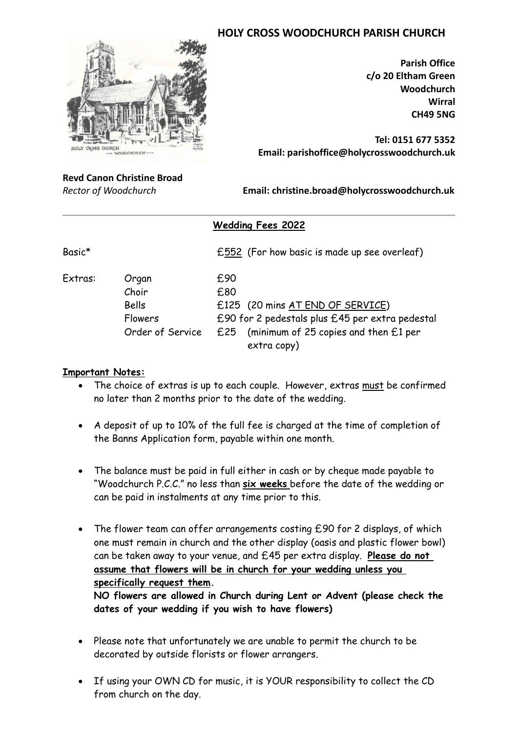# HOLY CROSS WOODCHURCH PARISH CHURCH

**Parish Office**
**c/o 20 Eltham Green**
**Woodchurch**
**Wirral**
**CH49 5NG**

**Tel: 0151 677 5352**
**Email: parishoffice@holycrosswoodchurch.uk**

**Revd Canon Christine Broad**
*Rector of Woodchurch*

**Email: christine.broad@holycrosswoodchurch.uk**

---

## Wedding Fees 2022

| | | |
|---|---|---|
| Basic* | | £552 (For how basic is made up see overleaf) |
| Extras: | Organ | £90 |
| | Choir | £80 |
| | Bells | £125 (20 mins AT END OF SERVICE) |
| | Flowers | £90 for 2 pedestals plus £45 per extra pedestal |
| | Order of Service | £25 (minimum of 25 copies and then £1 per extra copy) |

**Important Notes:**

- The choice of extras is up to each couple. However, extras must be confirmed no later than 2 months prior to the date of the wedding.
- A deposit of up to 10% of the full fee is charged at the time of completion of the Banns Application form, payable within one month.
- The balance must be paid in full either in cash or by cheque made payable to "Woodchurch P.C.C." no less than **six weeks** before the date of the wedding or can be paid in instalments at any time prior to this.
- The flower team can offer arrangements costing £90 for 2 displays, of which one must remain in church and the other display (oasis and plastic flower bowl) can be taken away to your venue, and £45 per extra display. **Please do not assume that flowers will be in church for your wedding unless you specifically request them.**
  **NO flowers are allowed in Church during Lent or Advent (please check the dates of your wedding if you wish to have flowers)**
- Please note that unfortunately we are unable to permit the church to be decorated by outside florists or flower arrangers.
- If using your OWN CD for music, it is YOUR responsibility to collect the CD from church on the day.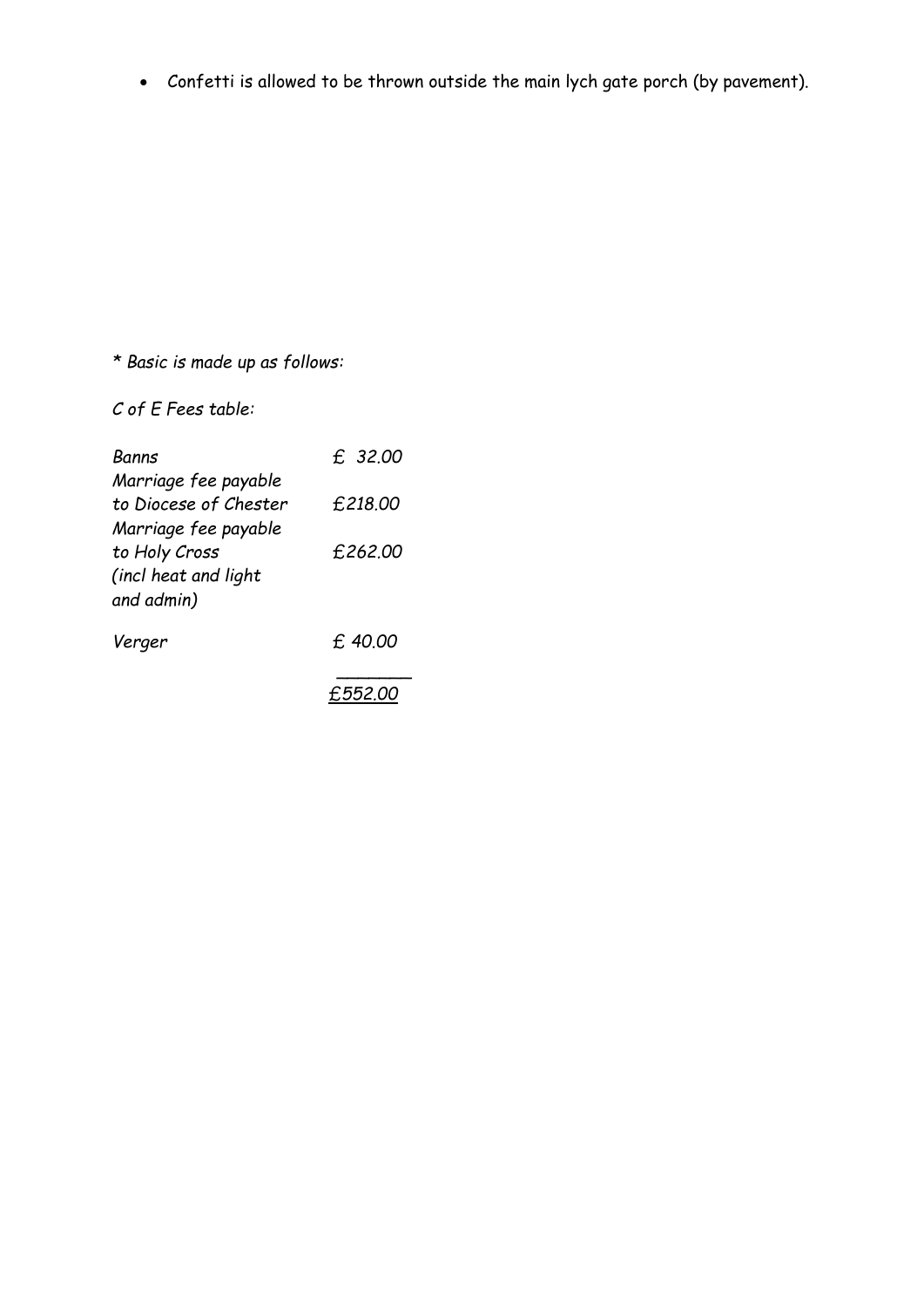- Confetti is allowed to be thrown outside the main lych gate porch (by pavement).

*\* Basic is made up as follows:*

*C of E Fees table:*

| | |
|---|---|
| *Banns* | *£ 32.00* |
| *Marriage fee payable to Diocese of Chester* | *£218.00* |
| *Marriage fee payable to Holy Cross (incl heat and light and admin)* | *£262.00* |
| *Verger* | *£ 40.00* |
| | *£552.00* |